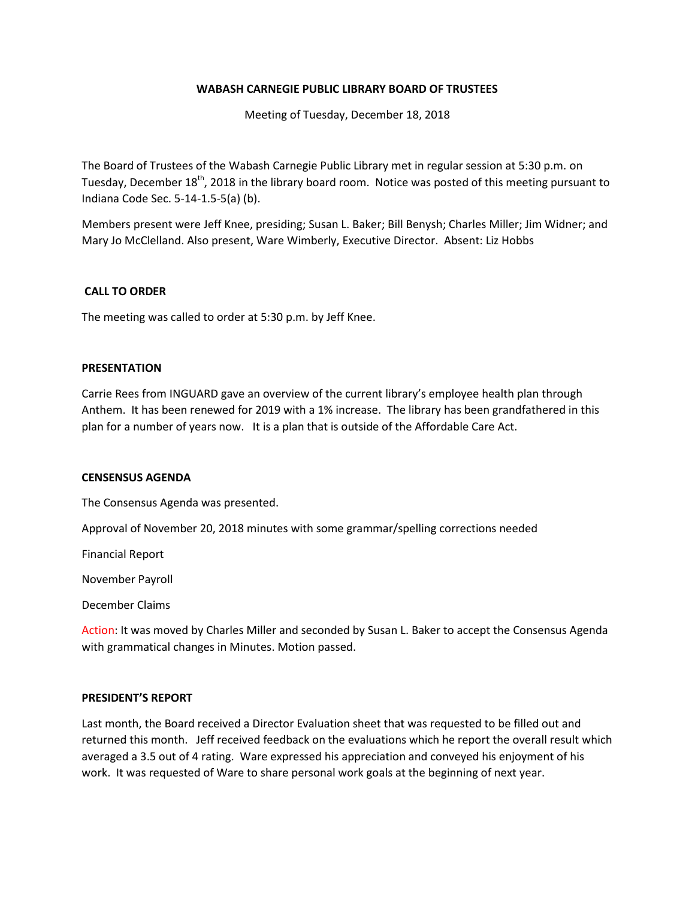**WABASH CARNEGIE PUBLIC LIBRARY BOARD OF TRUSTEES**

Meeting of Tuesday, December 18, 2018

The Board of Trustees of the Wabash Carnegie Public Library met in regular session at 5:30 p.m. on Tuesday, December 18th, 2018 in the library board room. Notice was posted of this meeting pursuant to Indiana Code Sec. 5-14-1.5-5(a) (b).

Members present were Jeff Knee, presiding; Susan L. Baker; Bill Benysh; Charles Miller; Jim Widner; and Mary Jo McClelland. Also present, Ware Wimberly, Executive Director. Absent: Liz Hobbs

**CALL TO ORDER**

The meeting was called to order at 5:30 p.m. by Jeff Knee.

**PRESENTATION**

Carrie Rees from INGUARD gave an overview of the current library's employee health plan through Anthem. It has been renewed for 2019 with a 1% increase. The library has been grandfathered in this plan for a number of years now. It is a plan that is outside of the Affordable Care Act.

**CENSENSUS AGENDA**

The Consensus Agenda was presented.

Approval of November 20, 2018 minutes with some grammar/spelling corrections needed

Financial Report

November Payroll

December Claims

Action: It was moved by Charles Miller and seconded by Susan L. Baker to accept the Consensus Agenda with grammatical changes in Minutes. Motion passed.

**PRESIDENT'S REPORT**

Last month, the Board received a Director Evaluation sheet that was requested to be filled out and returned this month. Jeff received feedback on the evaluations which he report the overall result which averaged a 3.5 out of 4 rating. Ware expressed his appreciation and conveyed his enjoyment of his work. It was requested of Ware to share personal work goals at the beginning of next year.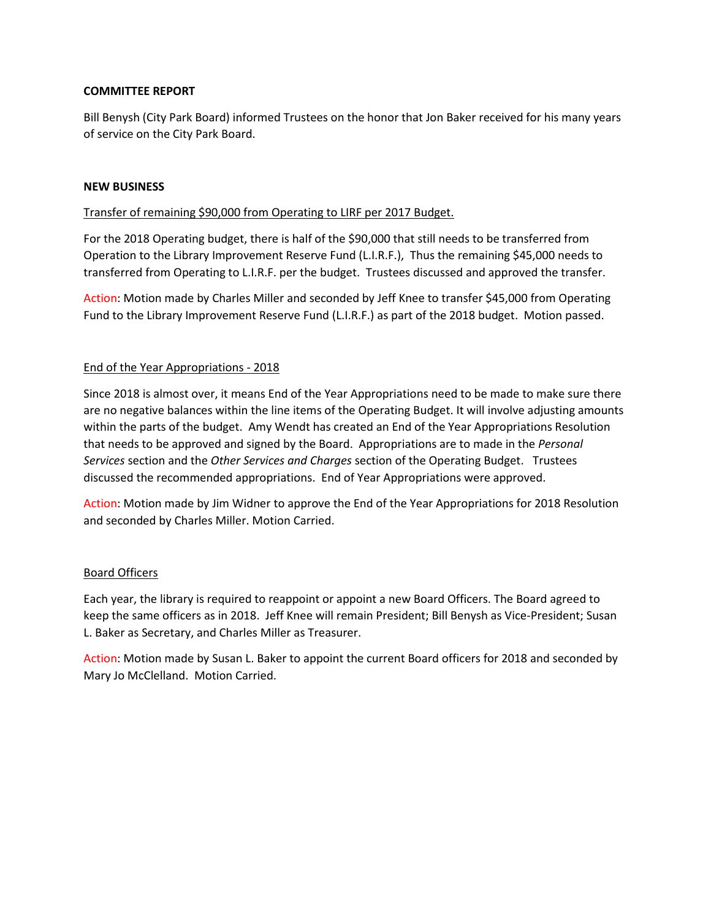**COMMITTEE REPORT**

Bill Benysh (City Park Board) informed Trustees on the honor that Jon Baker received for his many years of service on the City Park Board.

**NEW BUSINESS**

Transfer of remaining $90,000 from Operating to LIRF per 2017 Budget.

For the 2018 Operating budget, there is half of the $90,000 that still needs to be transferred from Operation to the Library Improvement Reserve Fund (L.I.R.F.), Thus the remaining $45,000 needs to transferred from Operating to L.I.R.F. per the budget. Trustees discussed and approved the transfer.

Action: Motion made by Charles Miller and seconded by Jeff Knee to transfer $45,000 from Operating Fund to the Library Improvement Reserve Fund (L.I.R.F.) as part of the 2018 budget. Motion passed.

End of the Year Appropriations - 2018

Since 2018 is almost over, it means End of the Year Appropriations need to be made to make sure there are no negative balances within the line items of the Operating Budget. It will involve adjusting amounts within the parts of the budget. Amy Wendt has created an End of the Year Appropriations Resolution that needs to be approved and signed by the Board. Appropriations are to made in the *Personal Services* section and the *Other Services and Charges* section of the Operating Budget. Trustees discussed the recommended appropriations. End of Year Appropriations were approved.

Action: Motion made by Jim Widner to approve the End of the Year Appropriations for 2018 Resolution and seconded by Charles Miller. Motion Carried.

Board Officers

Each year, the library is required to reappoint or appoint a new Board Officers. The Board agreed to keep the same officers as in 2018. Jeff Knee will remain President; Bill Benysh as Vice-President; Susan L. Baker as Secretary, and Charles Miller as Treasurer.

Action: Motion made by Susan L. Baker to appoint the current Board officers for 2018 and seconded by Mary Jo McClelland. Motion Carried.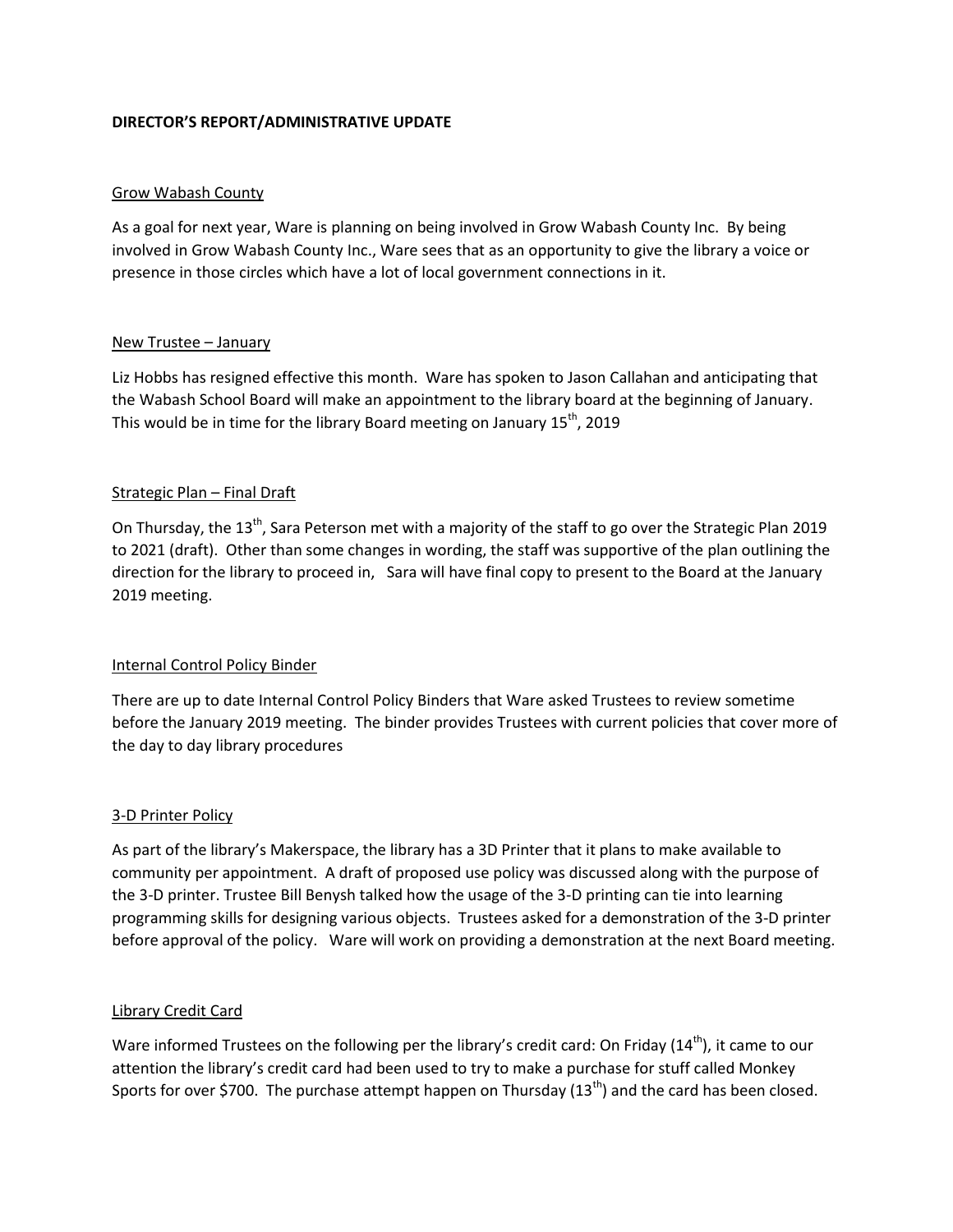**DIRECTOR'S REPORT/ADMINISTRATIVE UPDATE**

Grow Wabash County

As a goal for next year, Ware is planning on being involved in Grow Wabash County Inc. By being involved in Grow Wabash County Inc., Ware sees that as an opportunity to give the library a voice or presence in those circles which have a lot of local government connections in it.

New Trustee – January

Liz Hobbs has resigned effective this month. Ware has spoken to Jason Callahan and anticipating that the Wabash School Board will make an appointment to the library board at the beginning of January. This would be in time for the library Board meeting on January 15th, 2019

Strategic Plan – Final Draft

On Thursday, the 13th, Sara Peterson met with a majority of the staff to go over the Strategic Plan 2019 to 2021 (draft). Other than some changes in wording, the staff was supportive of the plan outlining the direction for the library to proceed in, Sara will have final copy to present to the Board at the January 2019 meeting.

Internal Control Policy Binder

There are up to date Internal Control Policy Binders that Ware asked Trustees to review sometime before the January 2019 meeting. The binder provides Trustees with current policies that cover more of the day to day library procedures

3-D Printer Policy

As part of the library's Makerspace, the library has a 3D Printer that it plans to make available to community per appointment. A draft of proposed use policy was discussed along with the purpose of the 3-D printer. Trustee Bill Benysh talked how the usage of the 3-D printing can tie into learning programming skills for designing various objects. Trustees asked for a demonstration of the 3-D printer before approval of the policy. Ware will work on providing a demonstration at the next Board meeting.

Library Credit Card

Ware informed Trustees on the following per the library's credit card: On Friday (14th), it came to our attention the library's credit card had been used to try to make a purchase for stuff called Monkey Sports for over $700. The purchase attempt happen on Thursday (13th) and the card has been closed.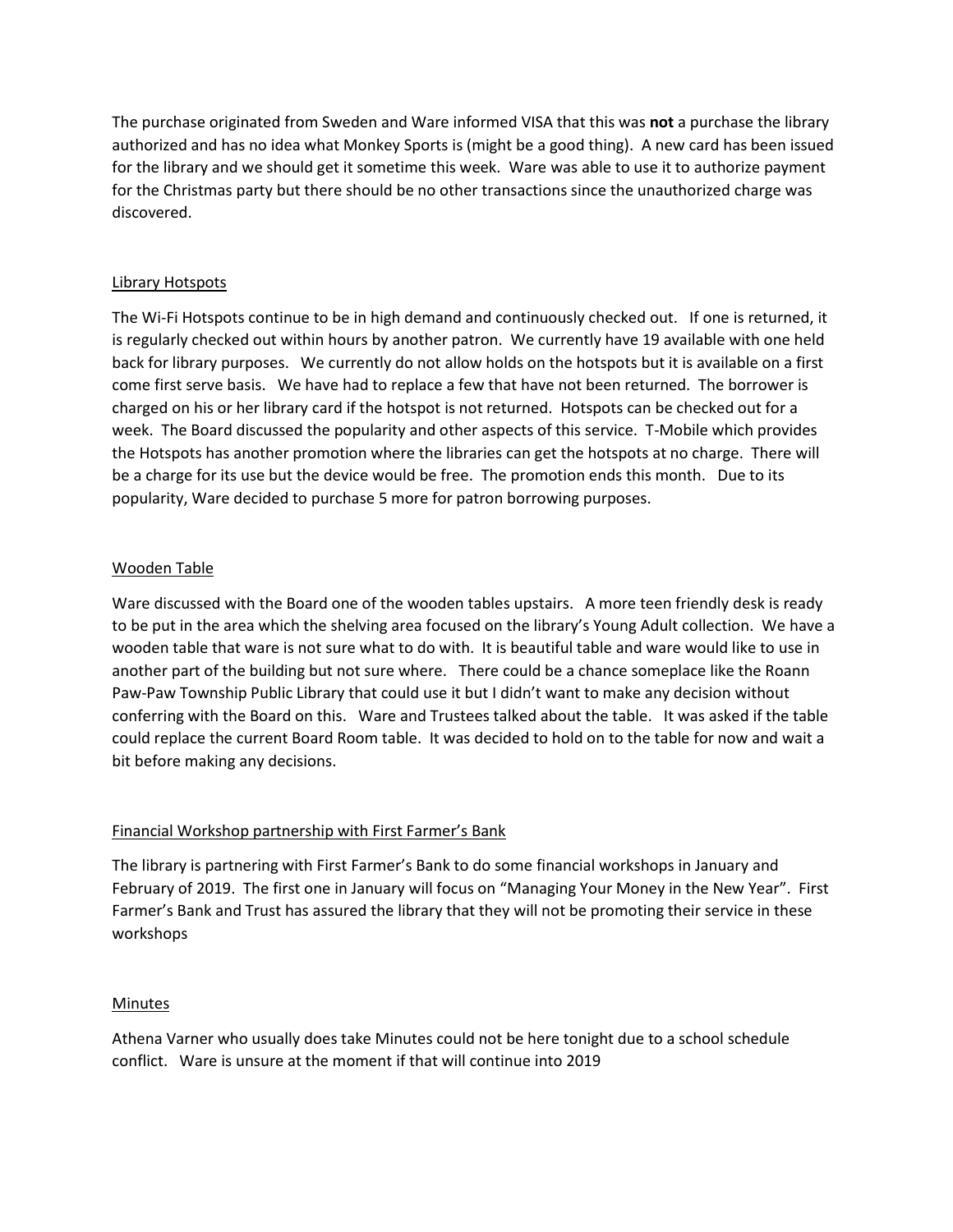The purchase originated from Sweden and Ware informed VISA that this was **not** a purchase the library authorized and has no idea what Monkey Sports is (might be a good thing). A new card has been issued for the library and we should get it sometime this week. Ware was able to use it to authorize payment for the Christmas party but there should be no other transactions since the unauthorized charge was discovered.

<u>Library Hotspots</u>

The Wi-Fi Hotspots continue to be in high demand and continuously checked out. If one is returned, it is regularly checked out within hours by another patron. We currently have 19 available with one held back for library purposes. We currently do not allow holds on the hotspots but it is available on a first come first serve basis. We have had to replace a few that have not been returned. The borrower is charged on his or her library card if the hotspot is not returned. Hotspots can be checked out for a week. The Board discussed the popularity and other aspects of this service. T-Mobile which provides the Hotspots has another promotion where the libraries can get the hotspots at no charge. There will be a charge for its use but the device would be free. The promotion ends this month. Due to its popularity, Ware decided to purchase 5 more for patron borrowing purposes.

<u>Wooden Table</u>

Ware discussed with the Board one of the wooden tables upstairs. A more teen friendly desk is ready to be put in the area which the shelving area focused on the library's Young Adult collection. We have a wooden table that ware is not sure what to do with. It is beautiful table and ware would like to use in another part of the building but not sure where. There could be a chance someplace like the Roann Paw-Paw Township Public Library that could use it but I didn't want to make any decision without conferring with the Board on this. Ware and Trustees talked about the table. It was asked if the table could replace the current Board Room table. It was decided to hold on to the table for now and wait a bit before making any decisions.

<u>Financial Workshop partnership with First Farmer's Bank</u>

The library is partnering with First Farmer's Bank to do some financial workshops in January and February of 2019. The first one in January will focus on "Managing Your Money in the New Year". First Farmer's Bank and Trust has assured the library that they will not be promoting their service in these workshops

<u>Minutes</u>

Athena Varner who usually does take Minutes could not be here tonight due to a school schedule conflict. Ware is unsure at the moment if that will continue into 2019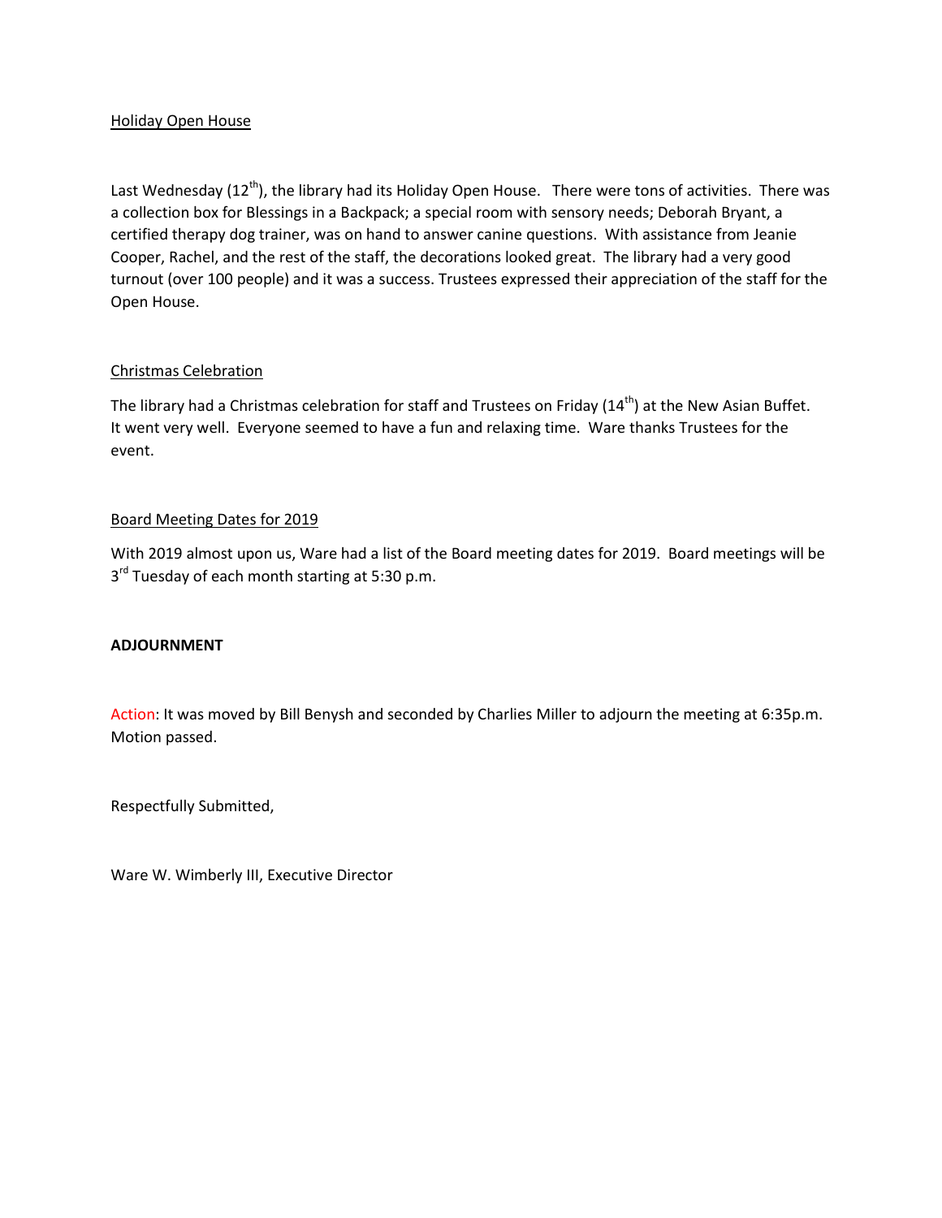Holiday Open House

Last Wednesday (12th), the library had its Holiday Open House. There were tons of activities. There was a collection box for Blessings in a Backpack; a special room with sensory needs; Deborah Bryant, a certified therapy dog trainer, was on hand to answer canine questions. With assistance from Jeanie Cooper, Rachel, and the rest of the staff, the decorations looked great. The library had a very good turnout (over 100 people) and it was a success. Trustees expressed their appreciation of the staff for the Open House.

Christmas Celebration

The library had a Christmas celebration for staff and Trustees on Friday (14th) at the New Asian Buffet. It went very well. Everyone seemed to have a fun and relaxing time. Ware thanks Trustees for the event.

Board Meeting Dates for 2019

With 2019 almost upon us, Ware had a list of the Board meeting dates for 2019. Board meetings will be 3rd Tuesday of each month starting at 5:30 p.m.

**ADJOURNMENT**

Action: It was moved by Bill Benysh and seconded by Charlies Miller to adjourn the meeting at 6:35p.m. Motion passed.

Respectfully Submitted,

Ware W. Wimberly III, Executive Director